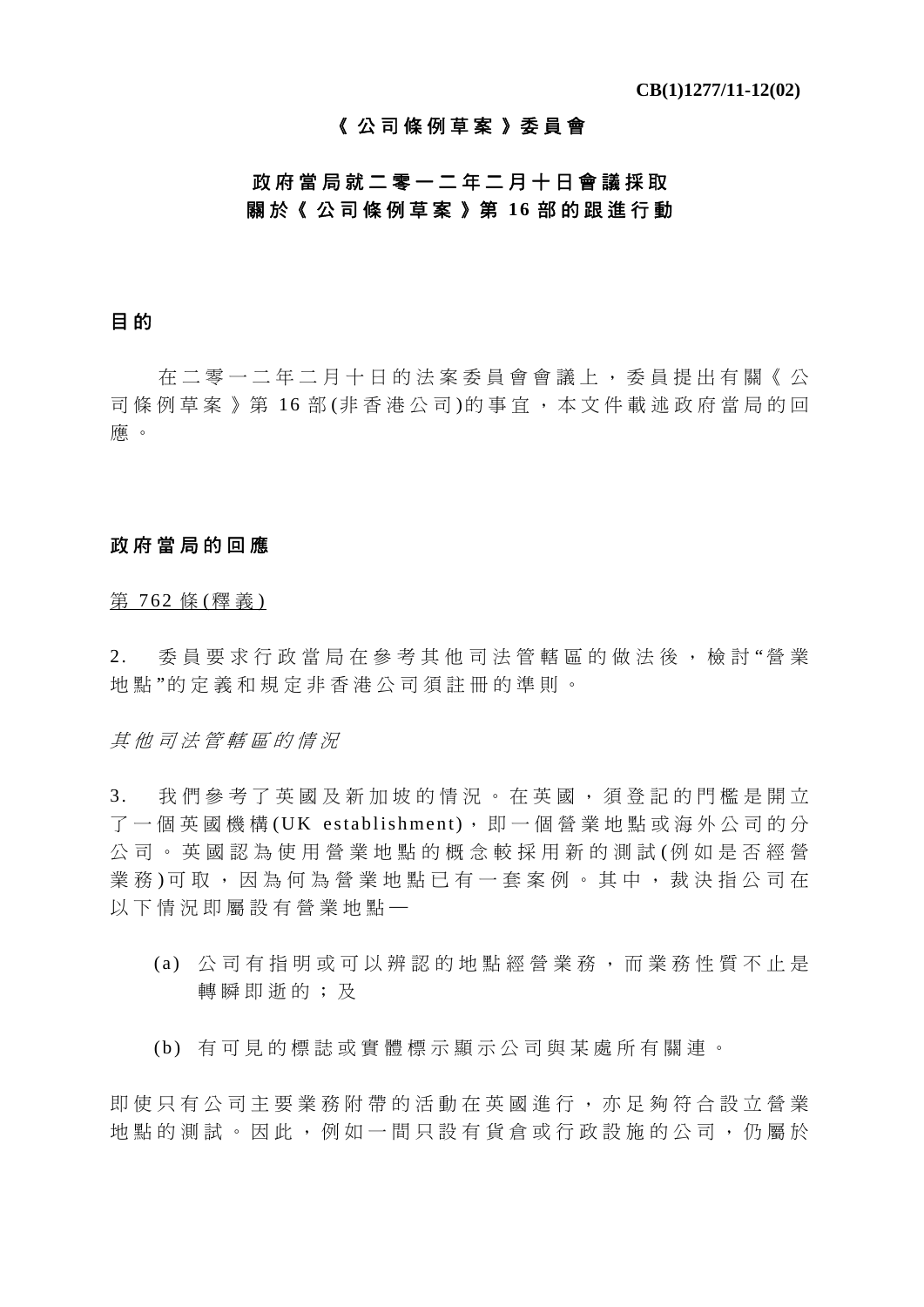CB(1)1277/11-12(02)

# 《公司條例草案》委員會

## 政府當局就二零一二年二月十日會議採取關於《公司條例草案》第16部的跟進行動

### 目的

在二零一二年二月十日的法案委員會會議上，委員提出有關《公司條例草案》第16部(非香港公司)的事宜，本文件載述政府當局的回應。

### 政府當局的回應

第762條(釋義)

2. 委員要求行政當局在參考其他司法管轄區的做法後，檢討"營業地點"的定義和規定非香港公司須註冊的準則。

*其他司法管轄區的情況*

3. 我們參考了英國及新加坡的情況。在英國，須登記的門檻是開立了一個英國機構(UK establishment)，即一個營業地點或海外公司的分公司。英國認為使用營業地點的概念較採用新的測試(例如是否經營業務)可取，因為何為營業地點已有一套案例。其中，裁決指公司在以下情況即屬設有營業地點—

(a) 公司有指明或可以辨認的地點經營業務，而業務性質不止是轉瞬即逝的；及

(b) 有可見的標誌或實體標示顯示公司與某處所有關連。

即使只有公司主要業務附帶的活動在英國進行，亦足夠符合設立營業地點的測試。因此，例如一間只設有貨倉或行政設施的公司，仍屬於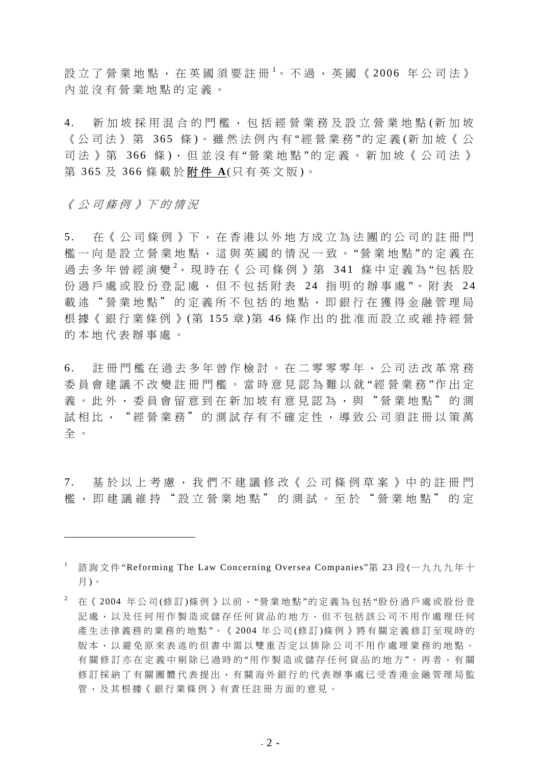設立了營業地點，在英國須要註冊[1]。不過，英國《2006 年公司法》內並沒有營業地點的定義。

4. 新加坡採用混合的門檻，包括經營業務及設立營業地點(新加坡《公司法》第 365 條)。雖然法例內有"經營業務"的定義(新加坡《公司法》第 366 條)，但並沒有"營業地點"的定義。新加坡《公司法》第 365 及 366 條載於**附件 A**(只有英文版)。

*《公司條例》下的情況*

5. 在《公司條例》下，在香港以外地方成立為法團的公司的註冊門檻一向是設立營業地點，這與英國的情況一致。"營業地點"的定義在過去多年曾經演變[2]，現時在《公司條例》第 341 條中定義為"包括股份過戶處或股份登記處，但不包括附表 24 指明的辦事處"。附表 24 載述"營業地點"的定義所不包括的地點，即銀行在獲得金融管理局根據《銀行業條例》(第 155 章)第 46 條作出的批准而設立或維持經營的本地代表辦事處。

6. 註冊門檻在過去多年曾作檢討。在二零零零年，公司法改革常務委員會建議不改變註冊門檻。當時意見認為難以就"經營業務"作出定義。此外，委員會留意到在新加坡有意見認為，與"營業地點"的測試相比，"經營業務"的測試存有不確定性，導致公司須註冊以策萬全。

7. 基於以上考慮，我們不建議修改《公司條例草案》中的註冊門檻，即建議維持"設立營業地點"的測試。至於"營業地點"的定

---

[1] 諮詢文件"Reforming The Law Concerning Oversea Companies"第 23 段(一九九九年十月)。

[2] 在《2004 年公司(修訂)條例》以前，"營業地點"的定義為包括"股份過戶處或股份登記處，以及任何用作製造或儲存任何貨品的地方，但不包括該公司不用作處理任何產生法律義務的業務的地點"。《2004 年公司(修訂)條例》將有關定義修訂至現時的版本，以避免原來表述的但書中需以雙重否定以排除公司不用作處理業務的地點。有關修訂亦在定義中剔除已過時的"用作製造或儲存任何貨品的地方"。再者，有關修訂採納了有關團體代表提出，有關海外銀行的代表辦事處已受香港金融管理局監管，及其根據《銀行業條例》有責任註冊方面的意見。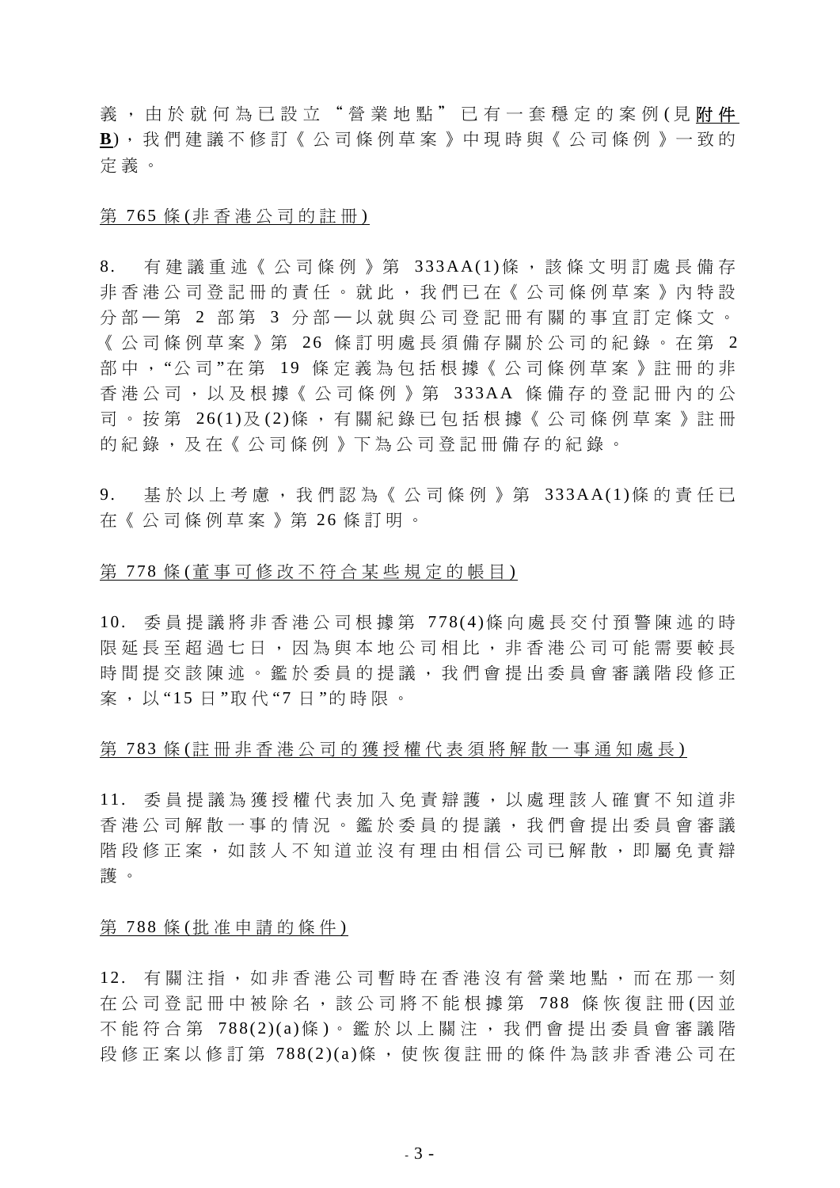義，由於就何為已設立"營業地點"已有一套穩定的案例(見<u>**附件B**</u>)，我們建議不修訂《公司條例草案》中現時與《公司條例》一致的定義。

<u>第 765 條(非香港公司的註冊)</u>

8. 有建議重述《公司條例》第 333AA(1)條，該條文明訂處長備存非香港公司登記冊的責任。就此，我們已在《公司條例草案》內特設分部—第 2 部第 3 分部—以就與公司登記冊有關的事宜訂定條文。《公司條例草案》第 26 條訂明處長須備存關於公司的紀錄。在第 2 部中，"公司"在第 19 條定義為包括根據《公司條例草案》註冊的非香港公司，以及根據《公司條例》第 333AA 條備存的登記冊內的公司。按第 26(1)及(2)條，有關紀錄已包括根據《公司條例草案》註冊的紀錄，及在《公司條例》下為公司登記冊備存的紀錄。

9. 基於以上考慮，我們認為《公司條例》第 333AA(1)條的責任已在《公司條例草案》第 26 條訂明。

<u>第 778 條(董事可修改不符合某些規定的帳目)</u>

10. 委員提議將非香港公司根據第 778(4)條向處長交付預警陳述的時限延長至超過七日，因為與本地公司相比，非香港公司可能需要較長時間提交該陳述。鑑於委員的提議，我們會提出委員會審議階段修正案，以"15 日"取代"7 日"的時限。

<u>第 783 條(註冊非香港公司的獲授權代表須將解散一事通知處長)</u>

11. 委員提議為獲授權代表加入免責辯護，以處理該人確實不知道非香港公司解散一事的情況。鑑於委員的提議，我們會提出委員會審議階段修正案，如該人不知道並沒有理由相信公司已解散，即屬免責辯護。

<u>第 788 條(批准申請的條件)</u>

12. 有關注指，如非香港公司暫時在香港沒有營業地點，而在那一刻在公司登記冊中被除名，該公司將不能根據第 788 條恢復註冊(因並不能符合第 788(2)(a)條)。鑑於以上關注，我們會提出委員會審議階段修正案以修訂第 788(2)(a)條，使恢復註冊的條件為該非香港公司在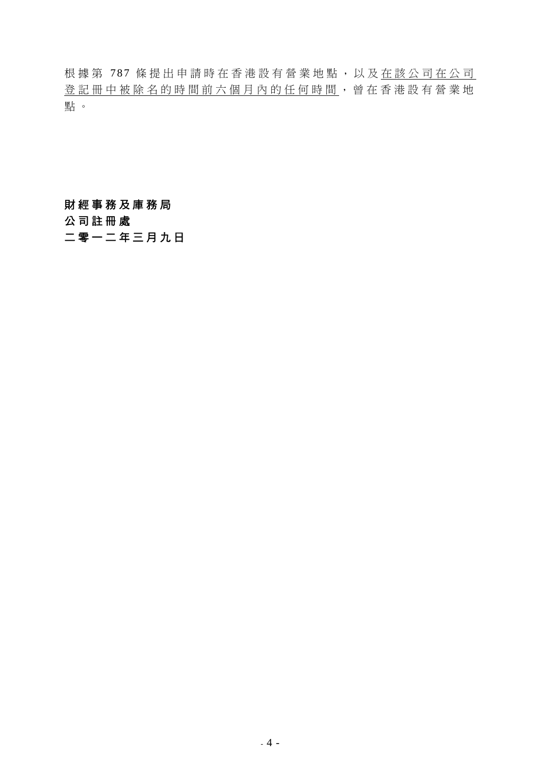根據第 787 條提出申請時在香港設有營業地點，以及<u>在該公司在公司登記冊中被除名的時間前六個月內的任何時間</u>，曾在香港設有營業地點。

**財經事務及庫務局**
**公司註冊處**
**二零一二年三月九日**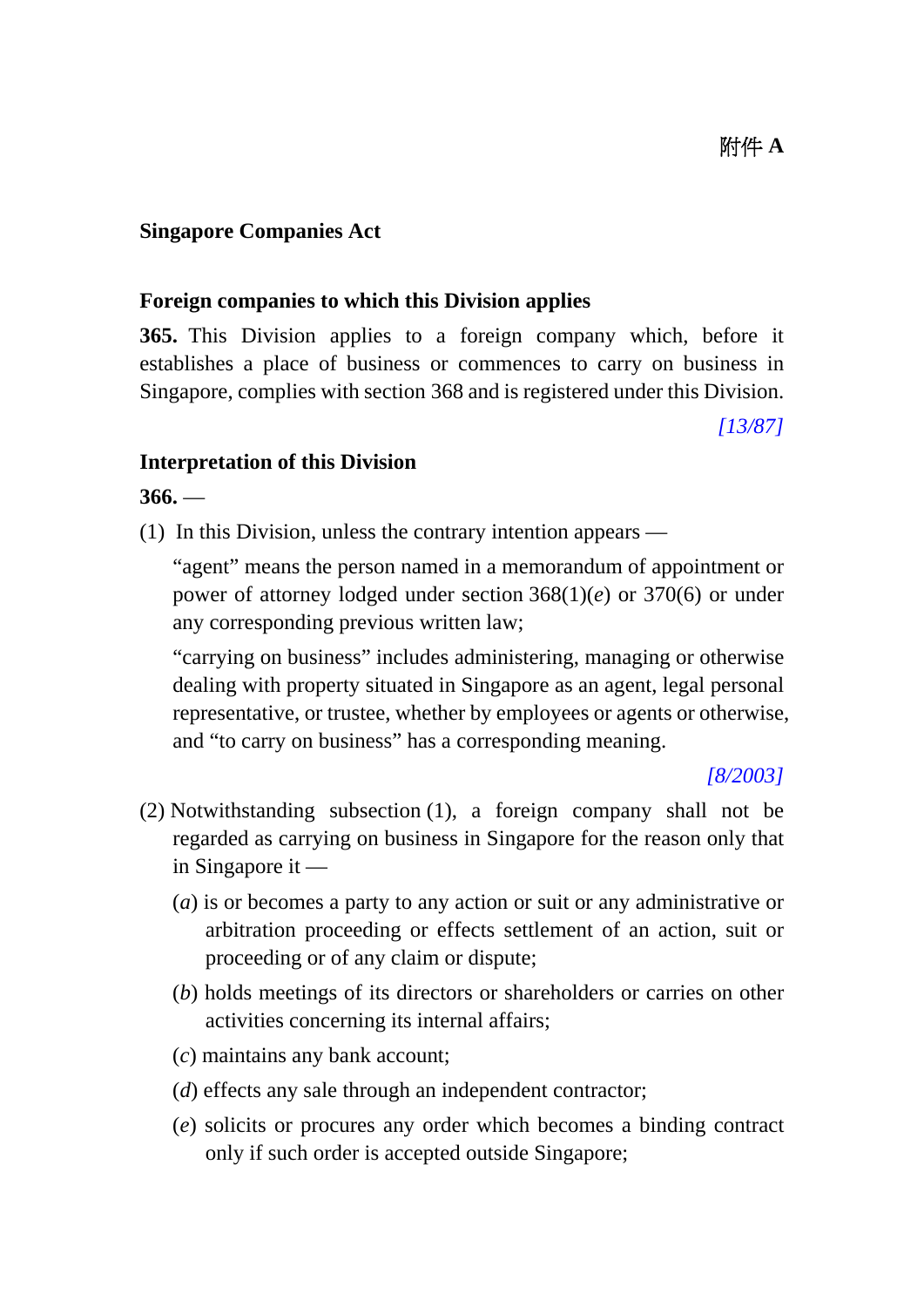附件 **A**

**Singapore Companies Act**

**Foreign companies to which this Division applies**

**365.** This Division applies to a foreign company which, before it establishes a place of business or commences to carry on business in Singapore, complies with section 368 and is registered under this Division.

*[13/87]*

**Interpretation of this Division**

**366.** —

(1) In this Division, unless the contrary intention appears —

"agent" means the person named in a memorandum of appointment or power of attorney lodged under section 368(1)(*e*) or 370(6) or under any corresponding previous written law;

"carrying on business" includes administering, managing or otherwise dealing with property situated in Singapore as an agent, legal personal representative, or trustee, whether by employees or agents or otherwise, and "to carry on business" has a corresponding meaning.

*[8/2003]*

(2) Notwithstanding subsection (1), a foreign company shall not be regarded as carrying on business in Singapore for the reason only that in Singapore it —

(*a*) is or becomes a party to any action or suit or any administrative or arbitration proceeding or effects settlement of an action, suit or proceeding or of any claim or dispute;

(*b*) holds meetings of its directors or shareholders or carries on other activities concerning its internal affairs;

(*c*) maintains any bank account;

(*d*) effects any sale through an independent contractor;

(*e*) solicits or procures any order which becomes a binding contract only if such order is accepted outside Singapore;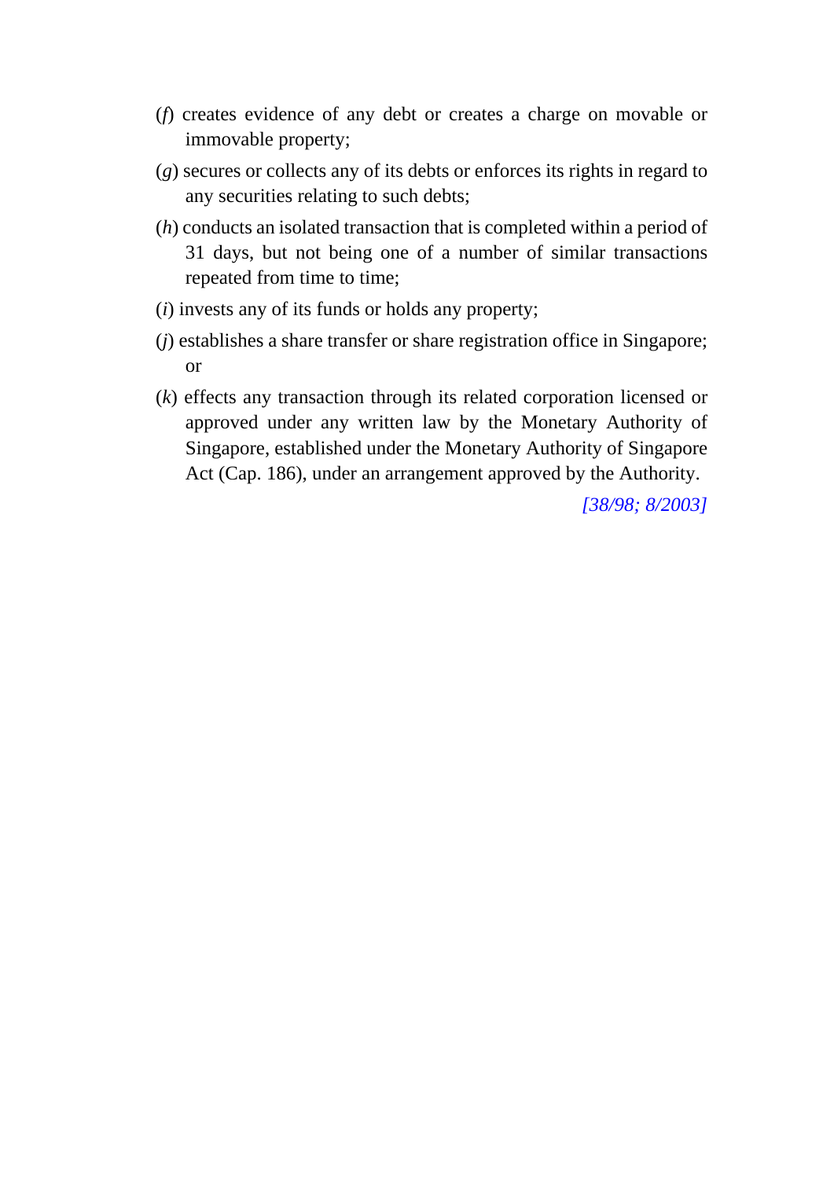(*f*) creates evidence of any debt or creates a charge on movable or immovable property;

(*g*) secures or collects any of its debts or enforces its rights in regard to any securities relating to such debts;

(*h*) conducts an isolated transaction that is completed within a period of 31 days, but not being one of a number of similar transactions repeated from time to time;

(*i*) invests any of its funds or holds any property;

(*j*) establishes a share transfer or share registration office in Singapore; or

(*k*) effects any transaction through its related corporation licensed or approved under any written law by the Monetary Authority of Singapore, established under the Monetary Authority of Singapore Act (Cap. 186), under an arrangement approved by the Authority.

*[38/98; 8/2003]*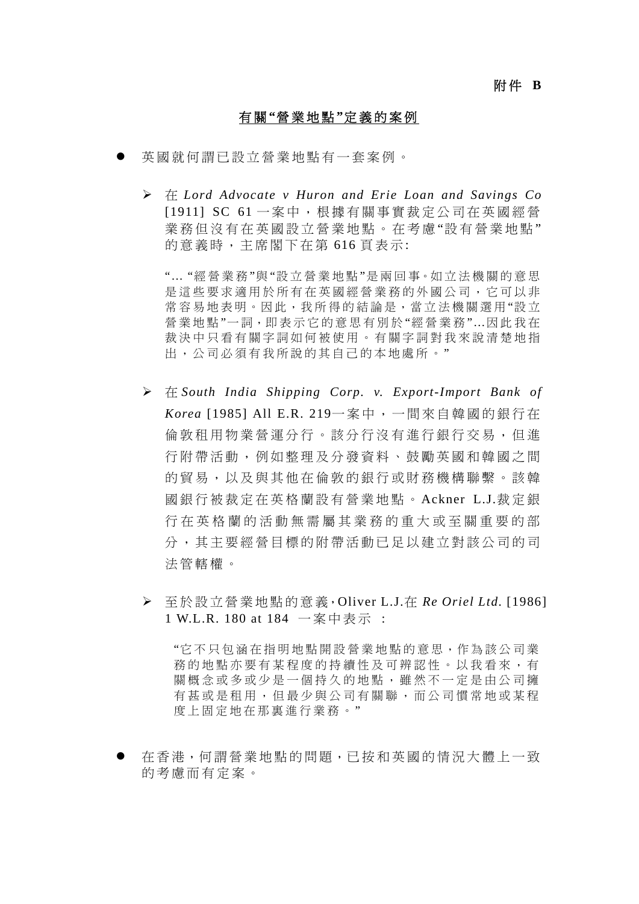**附件 B**

## <u>有關“營業地點”定義的案例</u>

- 英國就何謂已設立營業地點有一套案例。

  - 在 *Lord Advocate v Huron and Erie Loan and Savings Co* [1911] SC 61 一案中，根據有關事實裁定公司在英國經營業務但沒有在英國設立營業地點。在考慮“設有營業地點”的意義時，主席閣下在第 616 頁表示:

    “... “經營業務”與“設立營業地點”是兩回事。如立法機關的意思是這些要求適用於所有在英國經營業務的外國公司，它可以非常容易地表明。因此，我所得的結論是，當立法機關選用“設立營業地點”一詞，即表示它的意思有別於“經營業務”...因此我在裁決中只看有關字詞如何被使用。有關字詞對我來說清楚地指出，公司必須有我所說的其自己的本地處所。”

  - 在 *South India Shipping Corp. v. Export-Import Bank of Korea* [1985] All E.R. 219一案中，一間來自韓國的銀行在倫敦租用物業營運分行。該分行沒有進行銀行交易，但進行附帶活動，例如整理及分發資料、鼓勵英國和韓國之間的貿易，以及與其他在倫敦的銀行或財務機構聯繫。該韓國銀行被裁定在英格蘭設有營業地點。Ackner L.J.裁定銀行在英格蘭的活動無需屬其業務的重大或至關重要的部分，其主要經營目標的附帶活動已足以建立對該公司的司法管轄權。

  - 至於設立營業地點的意義，Oliver L.J.在 *Re Oriel Ltd.* [1986] 1 W.L.R. 180 at 184 一案中表示 ：

    “它不只包涵在指明地點開設營業地點的意思，作為該公司業務的地點亦要有某程度的持續性及可辨認性。以我看來，有關概念或多或少是一個持久的地點，雖然不一定是由公司擁有甚或是租用，但最少與公司有關聯，而公司慣常地或某程度上固定地在那裏進行業務。”

- 在香港，何謂營業地點的問題，已按和英國的情況大體上一致的考慮而有定案。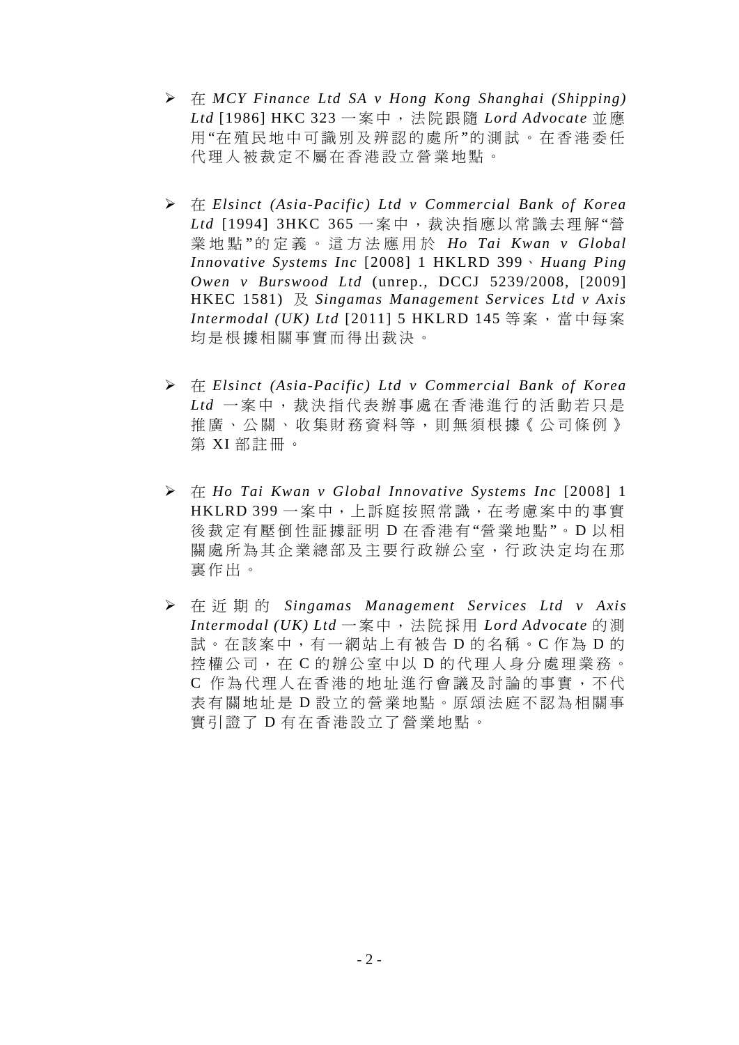- 在 *MCY Finance Ltd SA v Hong Kong Shanghai (Shipping) Ltd* [1986] HKC 323 一案中，法院跟隨 *Lord Advocate* 並應用"在殖民地中可識別及辨認的處所"的測試。在香港委任代理人被裁定不屬在香港設立營業地點。

- 在 *Elsinct (Asia-Pacific) Ltd v Commercial Bank of Korea Ltd* [1994] 3HKC 365 一案中，裁決指應以常識去理解"營業地點"的定義。這方法應用於 *Ho Tai Kwan v Global Innovative Systems Inc* [2008] 1 HKLRD 399、*Huang Ping Owen v Burswood Ltd* (unrep., DCCJ 5239/2008, [2009] HKEC 1581) 及 *Singamas Management Services Ltd v Axis Intermodal (UK) Ltd* [2011] 5 HKLRD 145 等案，當中每案均是根據相關事實而得出裁決。

- 在 *Elsinct (Asia-Pacific) Ltd v Commercial Bank of Korea Ltd* 一案中，裁決指代表辦事處在香港進行的活動若只是推廣、公關、收集財務資料等，則無須根據《公司條例》第 XI 部註冊。

- 在 *Ho Tai Kwan v Global Innovative Systems Inc* [2008] 1 HKLRD 399 一案中，上訴庭按照常識，在考慮案中的事實後裁定有壓倒性証據証明 D 在香港有"營業地點"。D 以相關處所為其企業總部及主要行政辦公室，行政決定均在那裏作出。

- 在近期的 *Singamas Management Services Ltd v Axis Intermodal (UK) Ltd* 一案中，法院採用 *Lord Advocate* 的測試。在該案中，有一網站上有被告 D 的名稱。C 作為 D 的控權公司，在 C 的辦公室中以 D 的代理人身分處理業務。C 作為代理人在香港的地址進行會議及討論的事實，不代表有關地址是 D 設立的營業地點。原頒法庭不認為相關事實引證了 D 有在香港設立了營業地點。